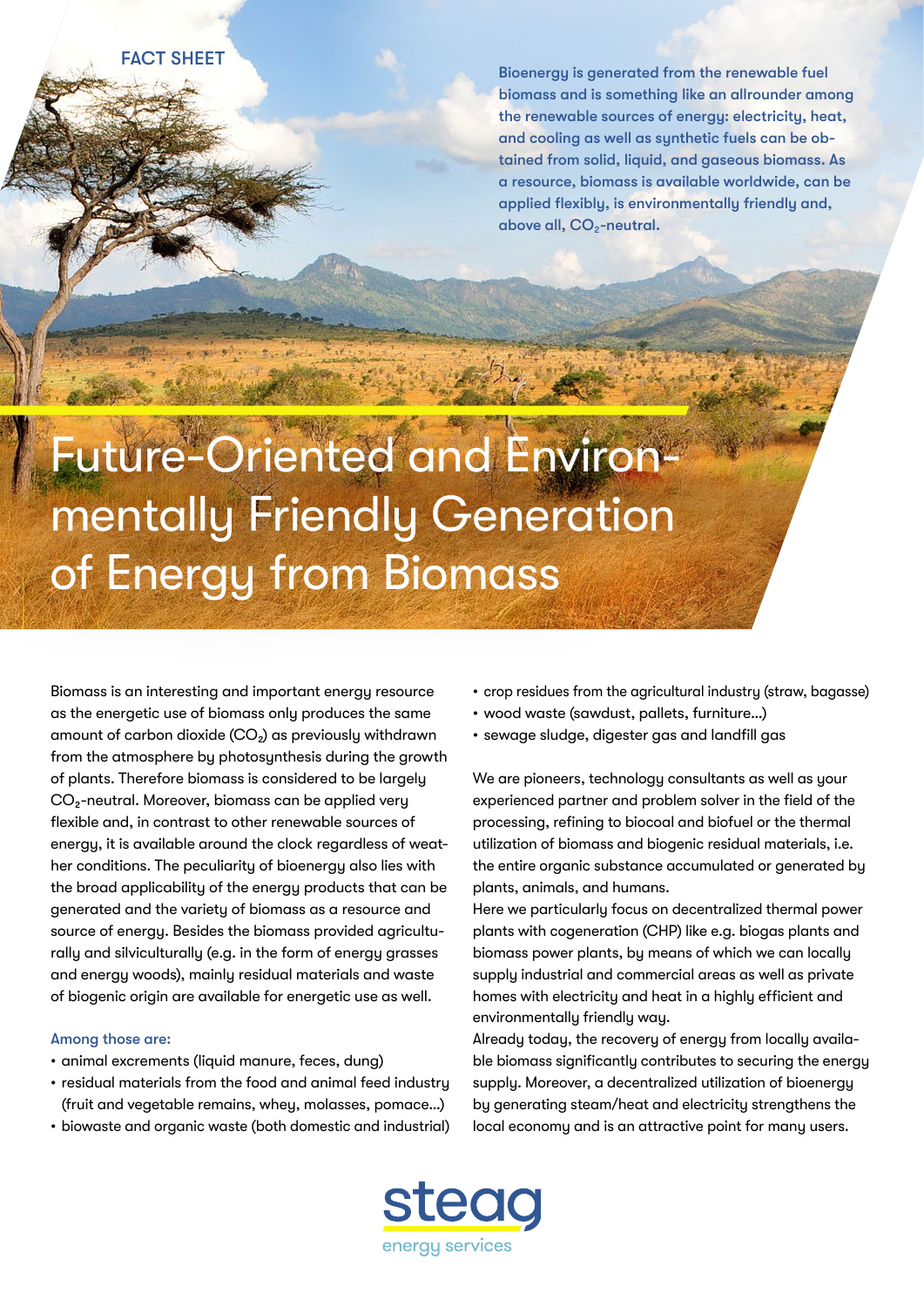FACT SHEET

**Bioenergy is generated from the renewable fuel biomass and is something like an allrounder among the renewable sources of energy: electricity, heat, and cooling as well as synthetic fuels can be obtained from solid, liquid, and gaseous biomass. As a resource, biomass is available worldwide, can be applied flexibly, is environmentally friendly and, above all, $CO_2$-neutral.**

# Future-Oriented and Environmentally Friendly Generation of Energy from Biomass

Biomass is an interesting and important energy resource as the energetic use of biomass only produces the same amount of carbon dioxide ($CO_2$) as previously withdrawn from the atmosphere by photosynthesis during the growth of plants. Therefore biomass is considered to be largely $CO_2$-neutral. Moreover, biomass can be applied very flexible and, in contrast to other renewable sources of energy, it is available around the clock regardless of weather conditions. The peculiarity of bioenergy also lies with the broad applicability of the energy products that can be generated and the variety of biomass as a resource and source of energy. Besides the biomass provided agriculturally and silviculturally (e.g. in the form of energy grasses and energy woods), mainly residual materials and waste of biogenic origin are available for energetic use as well.

Among those are:

- animal excrements (liquid manure, feces, dung)
- residual materials from the food and animal feed industry (fruit and vegetable remains, whey, molasses, pomace...)
- biowaste and organic waste (both domestic and industrial)
- crop residues from the agricultural industry (straw, bagasse)
- wood waste (sawdust, pallets, furniture...)
- sewage sludge, digester gas and landfill gas

We are pioneers, technology consultants as well as your experienced partner and problem solver in the field of the processing, refining to biocoal and biofuel or the thermal utilization of biomass and biogenic residual materials, i.e. the entire organic substance accumulated or generated by plants, animals, and humans.

Here we particularly focus on decentralized thermal power plants with cogeneration (CHP) like e.g. biogas plants and biomass power plants, by means of which we can locally supply industrial and commercial areas as well as private homes with electricity and heat in a highly efficient and environmentally friendly way.

Already today, the recovery of energy from locally available biomass significantly contributes to securing the energy supply. Moreover, a decentralized utilization of bioenergy by generating steam/heat and electricity strengthens the local economy and is an attractive point for many users.

steag energy services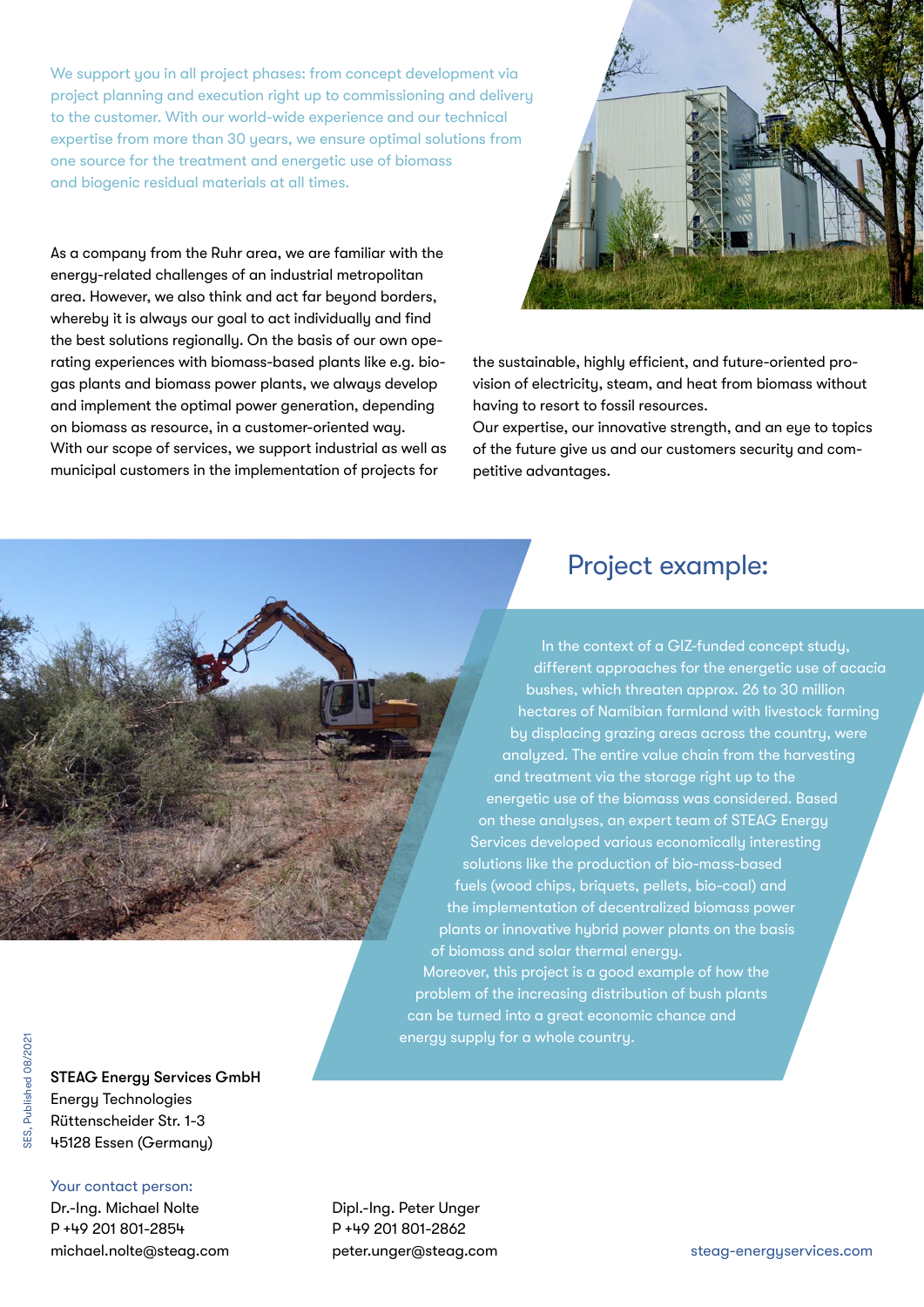We support you in all project phases: from concept development via project planning and execution right up to commissioning and delivery to the customer. With our world-wide experience and our technical expertise from more than 30 years, we ensure optimal solutions from one source for the treatment and energetic use of biomass and biogenic residual materials at all times.

As a company from the Ruhr area, we are familiar with the energy-related challenges of an industrial metropolitan area. However, we also think and act far beyond borders, whereby it is always our goal to act individually and find the best solutions regionally. On the basis of our own operating experiences with biomass-based plants like e.g. biogas plants and biomass power plants, we always develop and implement the optimal power generation, depending on biomass as resource, in a customer-oriented way. With our scope of services, we support industrial as well as municipal customers in the implementation of projects for the sustainable, highly efficient, and future-oriented provision of electricity, steam, and heat from biomass without having to resort to fossil resources.
Our expertise, our innovative strength, and an eye to topics of the future give us and our customers security and competitive advantages.

## Project example:

In the context of a GIZ-funded concept study, different approaches for the energetic use of acacia bushes, which threaten approx. 26 to 30 million hectares of Namibian farmland with livestock farming by displacing grazing areas across the country, were analyzed. The entire value chain from the harvesting and treatment via the storage right up to the energetic use of the biomass was considered. Based on these analyses, an expert team of STEAG Energy Services developed various economically interesting solutions like the production of bio-mass-based fuels (wood chips, briquets, pellets, bio-coal) and the implementation of decentralized biomass power plants or innovative hybrid power plants on the basis of biomass and solar thermal energy.
Moreover, this project is a good example of how the problem of the increasing distribution of bush plants can be turned into a great economic chance and energy supply for a whole country.

SES, Published 08/2021

**STEAG Energy Services GmbH**
Energy Technologies
Rüttenscheider Str. 1-3
45128 Essen (Germany)

Your contact person:

Dr.-Ing. Michael Nolte
P +49 201 801-2854
michael.nolte@steag.com

Dipl.-Ing. Peter Unger
P +49 201 801-2862
peter.unger@steag.com

steag-energyservices.com